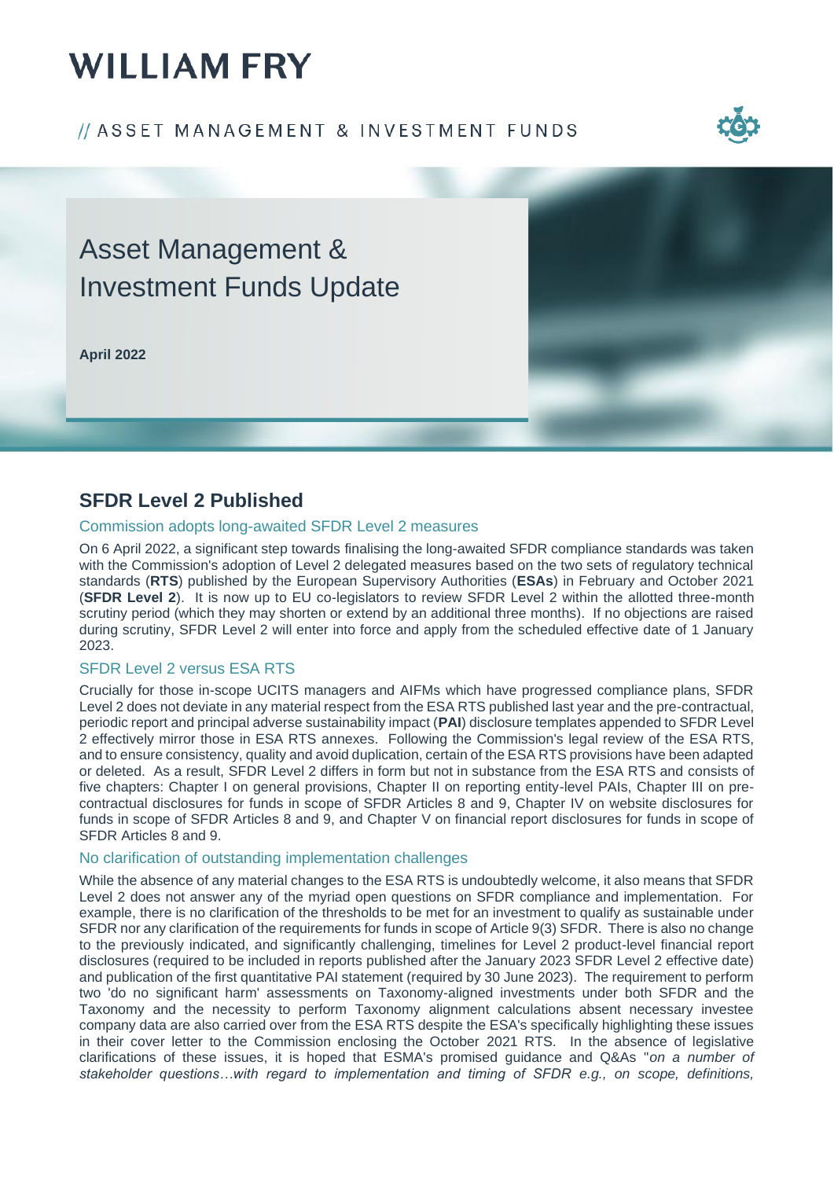# WILLIAM FRY

// ASSET MANAGEMENT & INVESTMENT FUNDS

## Asset Management & Investment Funds Update

**April 2022**

## SFDR Level 2 Published

### Commission adopts long-awaited SFDR Level 2 measures

On 6 April 2022, a significant step towards finalising the long-awaited SFDR compliance standards was taken with the Commission's adoption of Level 2 delegated measures based on the two sets of regulatory technical standards (**RTS**) published by the European Supervisory Authorities (**ESAs**) in February and October 2021 (**SFDR Level 2**). It is now up to EU co-legislators to review SFDR Level 2 within the allotted three-month scrutiny period (which they may shorten or extend by an additional three months). If no objections are raised during scrutiny, SFDR Level 2 will enter into force and apply from the scheduled effective date of 1 January 2023.

### SFDR Level 2 versus ESA RTS

Crucially for those in-scope UCITS managers and AIFMs which have progressed compliance plans, SFDR Level 2 does not deviate in any material respect from the ESA RTS published last year and the pre-contractual, periodic report and principal adverse sustainability impact (**PAI**) disclosure templates appended to SFDR Level 2 effectively mirror those in ESA RTS annexes. Following the Commission's legal review of the ESA RTS, and to ensure consistency, quality and avoid duplication, certain of the ESA RTS provisions have been adapted or deleted. As a result, SFDR Level 2 differs in form but not in substance from the ESA RTS and consists of five chapters: Chapter I on general provisions, Chapter II on reporting entity-level PAIs, Chapter III on pre-contractual disclosures for funds in scope of SFDR Articles 8 and 9, Chapter IV on website disclosures for funds in scope of SFDR Articles 8 and 9, and Chapter V on financial report disclosures for funds in scope of SFDR Articles 8 and 9.

### No clarification of outstanding implementation challenges

While the absence of any material changes to the ESA RTS is undoubtedly welcome, it also means that SFDR Level 2 does not answer any of the myriad open questions on SFDR compliance and implementation. For example, there is no clarification of the thresholds to be met for an investment to qualify as sustainable under SFDR nor any clarification of the requirements for funds in scope of Article 9(3) SFDR. There is also no change to the previously indicated, and significantly challenging, timelines for Level 2 product-level financial report disclosures (required to be included in reports published after the January 2023 SFDR Level 2 effective date) and publication of the first quantitative PAI statement (required by 30 June 2023). The requirement to perform two 'do no significant harm' assessments on Taxonomy-aligned investments under both SFDR and the Taxonomy and the necessity to perform Taxonomy alignment calculations absent necessary investee company data are also carried over from the ESA RTS despite the ESA's specifically highlighting these issues in their cover letter to the Commission enclosing the October 2021 RTS. In the absence of legislative clarifications of these issues, it is hoped that ESMA's promised guidance and Q&As "*on a number of stakeholder questions…with regard to implementation and timing of SFDR e.g., on scope, definitions,*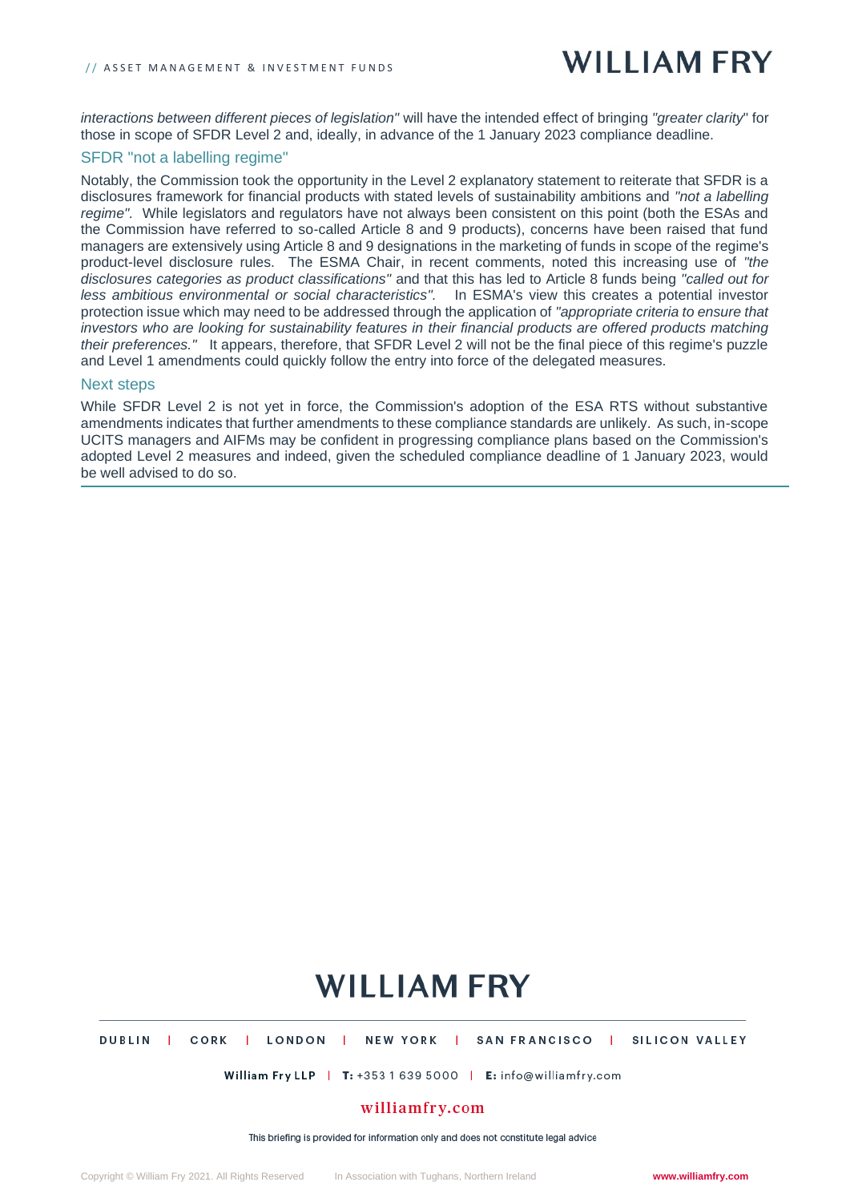*interactions between different pieces of legislation"* will have the intended effect of bringing *"greater clarity*" for those in scope of SFDR Level 2 and, ideally, in advance of the 1 January 2023 compliance deadline.

## SFDR "not a labelling regime"

Notably, the Commission took the opportunity in the Level 2 explanatory statement to reiterate that SFDR is a disclosures framework for financial products with stated levels of sustainability ambitions and *"not a labelling regime".* While legislators and regulators have not always been consistent on this point (both the ESAs and the Commission have referred to so-called Article 8 and 9 products), concerns have been raised that fund managers are extensively using Article 8 and 9 designations in the marketing of funds in scope of the regime's product-level disclosure rules. The ESMA Chair, in recent comments, noted this increasing use of *"the disclosures categories as product classifications"* and that this has led to Article 8 funds being *"called out for less ambitious environmental or social characteristics".* In ESMA's view this creates a potential investor protection issue which may need to be addressed through the application of *"appropriate criteria to ensure that investors who are looking for sustainability features in their financial products are offered products matching their preferences."* It appears, therefore, that SFDR Level 2 will not be the final piece of this regime's puzzle and Level 1 amendments could quickly follow the entry into force of the delegated measures.

## Next steps

While SFDR Level 2 is not yet in force, the Commission's adoption of the ESA RTS without substantive amendments indicates that further amendments to these compliance standards are unlikely. As such, in-scope UCITS managers and AIFMs may be confident in progressing compliance plans based on the Commission's adopted Level 2 measures and indeed, given the scheduled compliance deadline of 1 January 2023, would be well advised to do so.

---

**WILLIAM FRY**

DUBLIN | CORK | LONDON | NEW YORK | SAN FRANCISCO | SILICON VALLEY

**William Fry LLP** | **T:** +353 1 639 5000 | **E:** info@williamfry.com

williamfry.com

This briefing is provided for information only and does not constitute legal advice

Copyright © William Fry 2021. All Rights Reserved    In Association with Tughans, Northern Ireland    www.williamfry.com